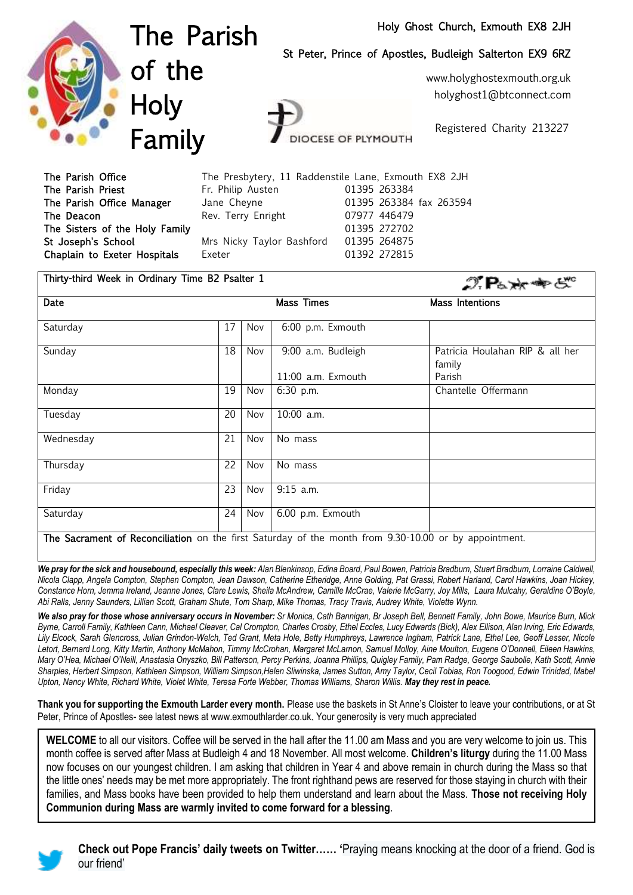# The Parish of the Holy Family

Holy Ghost Church, Exmouth EX8 2JH

St Peter, Prince of Apostles, Budleigh Salterton EX9 6RZ

www.holyghostexmouth.org.uk

holyghost1@btconnect.com

DIOCESE OF PLYMOUTH

Registered Charity 213227

| | | |
|---|---|---|
| The Parish Office | The Presbytery, 11 Raddenstile Lane, Exmouth EX8 2JH | |
| The Parish Priest | Fr. Philip Austen | 01395 263384 |
| The Parish Office Manager | Jane Cheyne | 01395 263384 fax 263594 |
| The Deacon | Rev. Terry Enright | 07977 446479 |
| The Sisters of the Holy Family | | 01395 272702 |
| St Joseph's School | Mrs Nicky Taylor Bashford | 01395 264875 |
| Chaplain to Exeter Hospitals | Exeter | 01392 272815 |

**Thirty-third Week in Ordinary Time B2 Psalter 1**

| Date | | | Mass Times | Mass Intentions |
|---|---|---|---|---|
| Saturday | 17 | Nov | 6:00 p.m. Exmouth | |
| Sunday | 18 | Nov | 9:00 a.m. Budleigh<br>11:00 a.m. Exmouth | Patricia Houlahan RIP & all her family<br>Parish |
| Monday | 19 | Nov | 6:30 p.m. | Chantelle Offermann |
| Tuesday | 20 | Nov | 10:00 a.m. | |
| Wednesday | 21 | Nov | No mass | |
| Thursday | 22 | Nov | No mass | |
| Friday | 23 | Nov | 9:15 a.m. | |
| Saturday | 24 | Nov | 6.00 p.m. Exmouth | |

**The Sacrament of Reconciliation** on the first Saturday of the month from 9.30-10.00 or by appointment.

***We pray for the sick and housebound, especially this week:*** *Alan Blenkinsop, Edina Board, Paul Bowen, Patricia Bradburn, Stuart Bradburn, Lorraine Caldwell, Nicola Clapp, Angela Compton, Stephen Compton, Jean Dawson, Catherine Etheridge, Anne Golding, Pat Grassi, Robert Harland, Carol Hawkins, Joan Hickey, Constance Horn, Jemma Ireland, Jeanne Jones, Clare Lewis, Sheila McAndrew, Camille McCrae, Valerie McGarry, Joy Mills, Laura Mulcahy, Geraldine O'Boyle, Abi Ralls, Jenny Saunders, Lillian Scott, Graham Shute, Tom Sharp, Mike Thomas, Tracy Travis, Audrey White, Violette Wynn.*

***We also pray for those whose anniversary occurs in November:*** *Sr Monica, Cath Bannigan, Br Joseph Bell, Bennett Family, John Bowe, Maurice Burn, Mick Byrne, Carroll Family, Kathleen Cann, Michael Cleaver, Cal Crompton, Charles Crosby, Ethel Eccles, Lucy Edwards (Bick), Alex Ellison, Alan Irving, Eric Edwards, Lily Elcock, Sarah Glencross, Julian Grindon-Welch, Ted Grant, Meta Hole, Betty Humphreys, Lawrence Ingham, Patrick Lane, Ethel Lee, Geoff Lesser, Nicole Letort, Bernard Long, Kitty Martin, Anthony McMahon, Timmy McCrohan, Margaret McLarnon, Samuel Molloy, Aine Moulton, Eugene O'Donnell, Eileen Hawkins, Mary O'Hea, Michael O'Neill, Anastasia Onyszko, Bill Patterson, Percy Perkins, Joanna Phillips, Quigley Family, Pam Radge, George Saubolle, Kath Scott, Annie Sharples, Herbert Simpson, Kathleen Simpson, William Simpson,Helen Sliwinska, James Sutton, Amy Taylor, Cecil Tobias, Ron Toogood, Edwin Trinidad, Mabel Upton, Nancy White, Richard White, Violet White, Teresa Forte Webber, Thomas Williams, Sharon Willis.* ***May they rest in peace.***

**Thank you for supporting the Exmouth Larder every month.** Please use the baskets in St Anne's Cloister to leave your contributions, or at St Peter, Prince of Apostles- see latest news at www.exmouthlarder.co.uk. Your generosity is very much appreciated

**WELCOME** to all our visitors. Coffee will be served in the hall after the 11.00 am Mass and you are very welcome to join us. This month coffee is served after Mass at Budleigh 4 and 18 November. All most welcome. **Children's liturgy** during the 11.00 Mass now focuses on our youngest children. I am asking that children in Year 4 and above remain in church during the Mass so that the little ones' needs may be met more appropriately. The front righthand pews are reserved for those staying in church with their families, and Mass books have been provided to help them understand and learn about the Mass. **Those not receiving Holy Communion during Mass are warmly invited to come forward for a blessing**.

**Check out Pope Francis' daily tweets on Twitter…… '**Praying means knocking at the door of a friend. God is our friend'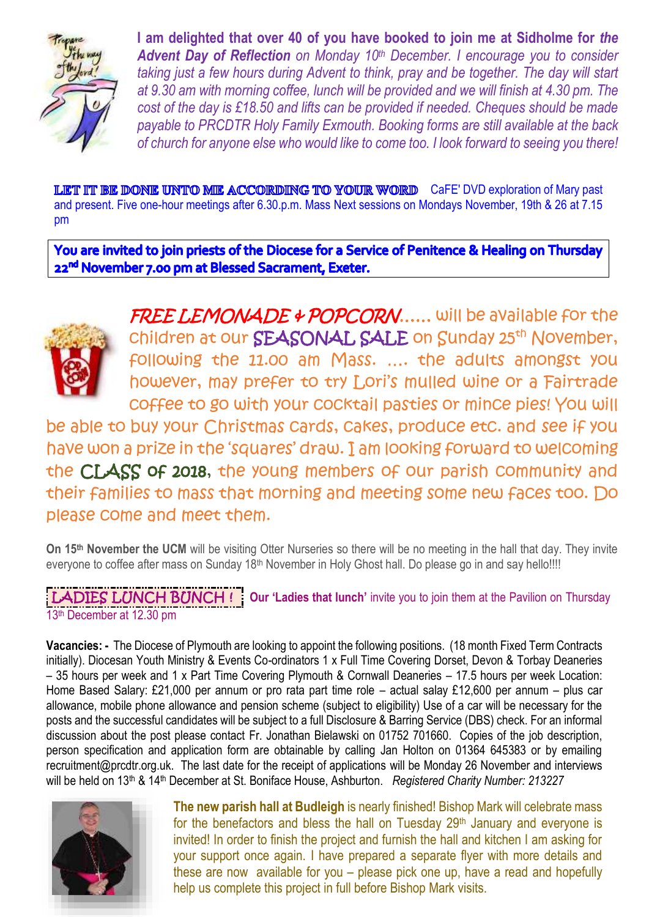**I am delighted that over 40 of you have booked to join me at Sidholme for *the Advent Day of Reflection*** *on Monday 10th December. I encourage you to consider taking just a few hours during Advent to think, pray and be together. The day will start at 9.30 am with morning coffee, lunch will be provided and we will finish at 4.30 pm. The cost of the day is £18.50 and lifts can be provided if needed. Cheques should be made payable to PRCDTR Holy Family Exmouth. Booking forms are still available at the back of church for anyone else who would like to come too. I look forward to seeing you there!*

**LET IT BE DONE UNTO ME ACCORDING TO YOUR WORD** CaFE' DVD exploration of Mary past and present. Five one-hour meetings after 6.30.p.m. Mass Next sessions on Mondays November, 19th & 26 at 7.15 pm

**You are invited to join priests of the Diocese for a Service of Penitence & Healing on Thursday 22nd November 7.00 pm at Blessed Sacrament, Exeter.**

*FREE LEMONADE & POPCORN*...... will be available for the children at our SEASONAL SALE on Sunday 25th November, following the 11.00 am Mass. .... the adults amongst you however, may prefer to try Lori's mulled wine or a Fairtrade coffee to go with your cocktail pasties or mince pies! You will be able to buy your Christmas cards, cakes, produce etc. and see if you have won a prize in the 'squares' draw. I am looking forward to welcoming the CLASS of 2018, the young members of our parish community and their families to mass that morning and meeting some new faces too. Do please come and meet them.

**On 15th November the UCM** will be visiting Otter Nurseries so there will be no meeting in the hall that day. They invite everyone to coffee after mass on Sunday 18th November in Holy Ghost hall. Do please go in and say hello!!!!

LADIES LUNCH BUNCH ! **Our 'Ladies that lunch'** invite you to join them at the Pavilion on Thursday 13th December at 12.30 pm

**Vacancies: -** The Diocese of Plymouth are looking to appoint the following positions. (18 month Fixed Term Contracts initially). Diocesan Youth Ministry & Events Co-ordinators 1 x Full Time Covering Dorset, Devon & Torbay Deaneries – 35 hours per week and 1 x Part Time Covering Plymouth & Cornwall Deaneries – 17.5 hours per week Location: Home Based Salary: £21,000 per annum or pro rata part time role – actual salay £12,600 per annum – plus car allowance, mobile phone allowance and pension scheme (subject to eligibility) Use of a car will be necessary for the posts and the successful candidates will be subject to a full Disclosure & Barring Service (DBS) check. For an informal discussion about the post please contact Fr. Jonathan Bielawski on 01752 701660. Copies of the job description, person specification and application form are obtainable by calling Jan Holton on 01364 645383 or by emailing recruitment@prcdtr.org.uk. The last date for the receipt of applications will be Monday 26 November and interviews will be held on 13th & 14th December at St. Boniface House, Ashburton. *Registered Charity Number: 213227*

**The new parish hall at Budleigh** is nearly finished! Bishop Mark will celebrate mass for the benefactors and bless the hall on Tuesday 29th January and everyone is invited! In order to finish the project and furnish the hall and kitchen I am asking for your support once again. I have prepared a separate flyer with more details and these are now available for you – please pick one up, have a read and hopefully help us complete this project in full before Bishop Mark visits.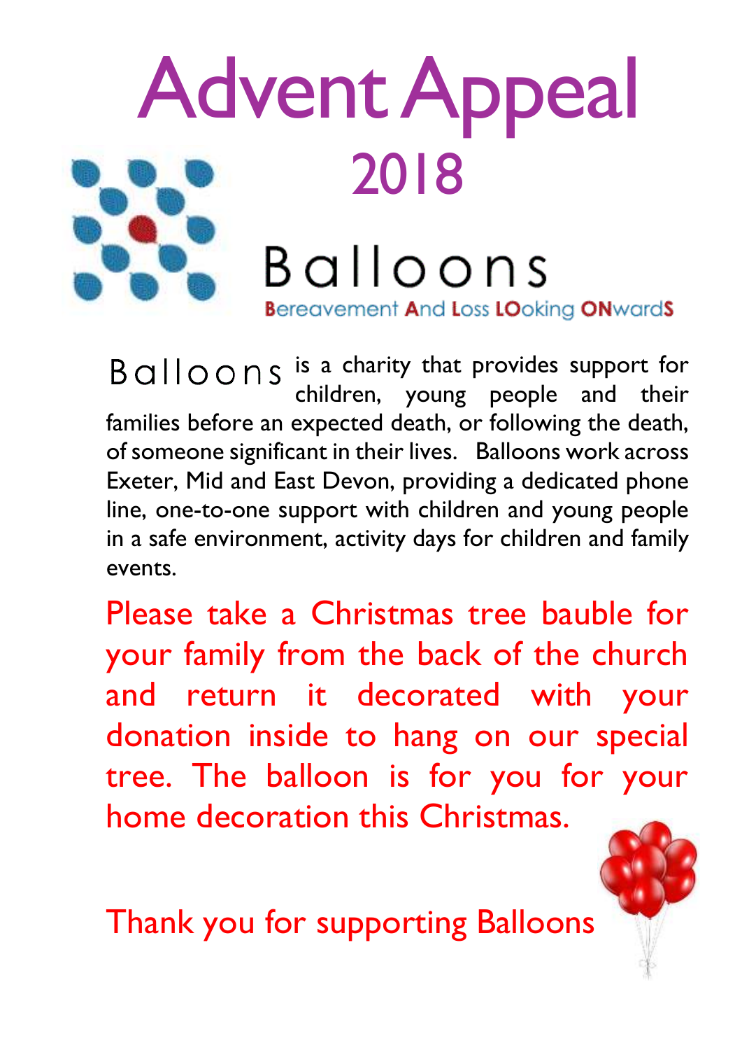# Advent Appeal

## 2018

## Balloons

**B**ereavement **A**nd **L**oss **LO**oking **ON**ward**S**

Balloons is a charity that provides support for children, young people and their families before an expected death, or following the death, of someone significant in their lives. Balloons work across Exeter, Mid and East Devon, providing a dedicated phone line, one-to-one support with children and young people in a safe environment, activity days for children and family events.

Please take a Christmas tree bauble for your family from the back of the church and return it decorated with your donation inside to hang on our special tree. The balloon is for you for your home decoration this Christmas.

Thank you for supporting Balloons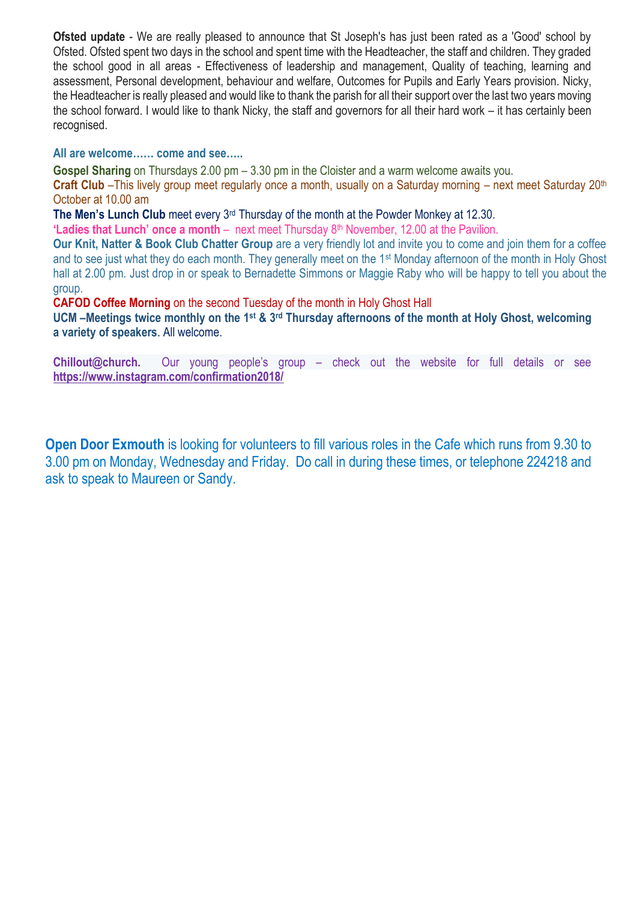**Ofsted update** - We are really pleased to announce that St Joseph's has just been rated as a 'Good' school by Ofsted. Ofsted spent two days in the school and spent time with the Headteacher, the staff and children. They graded the school good in all areas - Effectiveness of leadership and management, Quality of teaching, learning and assessment, Personal development, behaviour and welfare, Outcomes for Pupils and Early Years provision. Nicky, the Headteacher is really pleased and would like to thank the parish for all their support over the last two years moving the school forward. I would like to thank Nicky, the staff and governors for all their hard work – it has certainly been recognised.

**All are welcome…… come and see…..**

**Gospel Sharing** on Thursdays 2.00 pm – 3.30 pm in the Cloister and a warm welcome awaits you.

**Craft Club** –This lively group meet regularly once a month, usually on a Saturday morning – next meet Saturday 20th October at 10.00 am

**The Men's Lunch Club** meet every 3rd Thursday of the month at the Powder Monkey at 12.30.

**'Ladies that Lunch' once a month** – next meet Thursday 8th November, 12.00 at the Pavilion.

**Our Knit, Natter & Book Club Chatter Group** are a very friendly lot and invite you to come and join them for a coffee and to see just what they do each month. They generally meet on the 1st Monday afternoon of the month in Holy Ghost hall at 2.00 pm. Just drop in or speak to Bernadette Simmons or Maggie Raby who will be happy to tell you about the group.

**CAFOD Coffee Morning** on the second Tuesday of the month in Holy Ghost Hall

**UCM –Meetings twice monthly on the 1st & 3rd Thursday afternoons of the month at Holy Ghost, welcoming a variety of speakers**. All welcome.

**Chillout@church.** Our young people's group – check out the website for full details or see **https://www.instagram.com/confirmation2018/**

**Open Door Exmouth** is looking for volunteers to fill various roles in the Cafe which runs from 9.30 to 3.00 pm on Monday, Wednesday and Friday. Do call in during these times, or telephone 224218 and ask to speak to Maureen or Sandy.